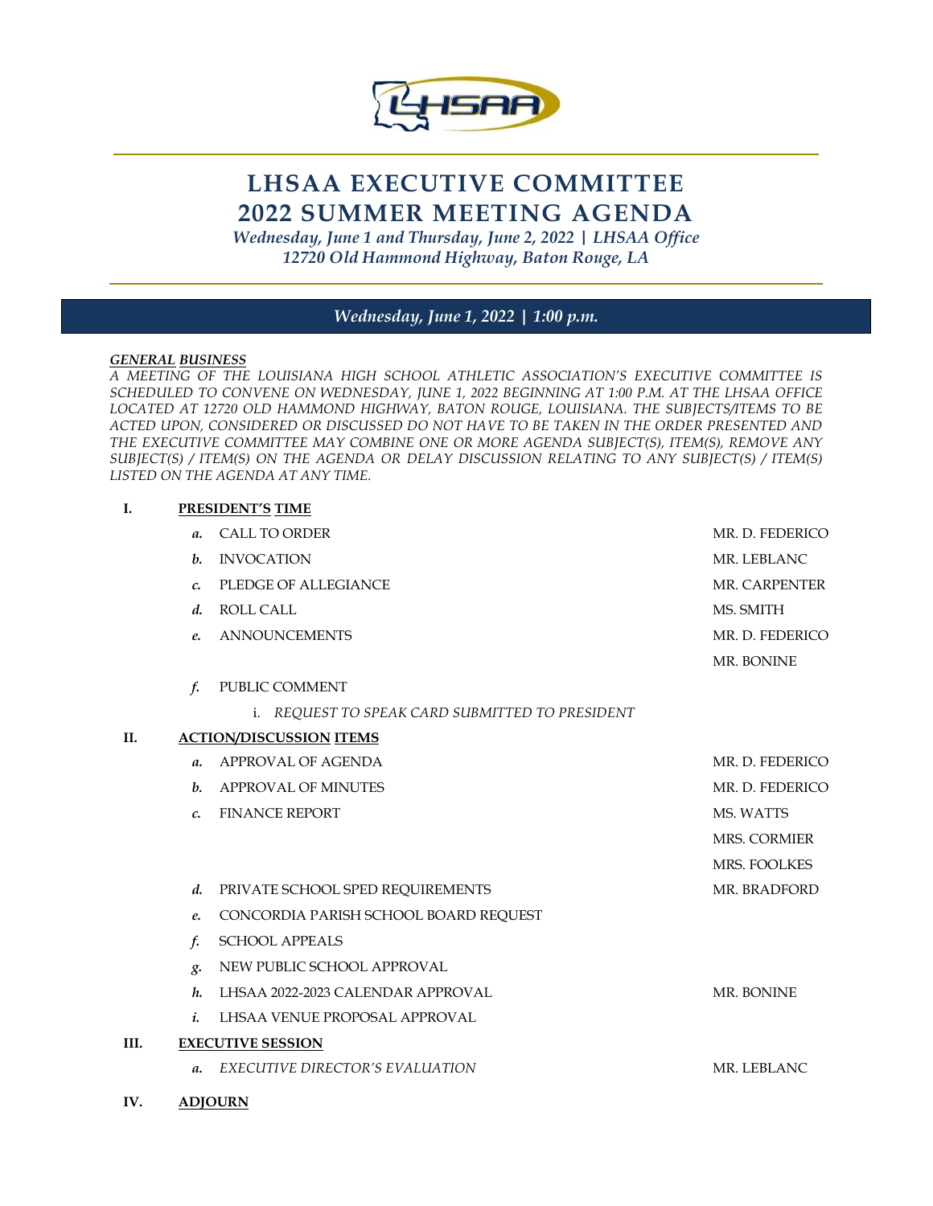# LHSAA EXECUTIVE COMMITTEE
# 2022 SUMMER MEETING AGENDA

*Wednesday, June 1 and Thursday, June 2, 2022 | LHSAA Office*
*12720 Old Hammond Highway, Baton Rouge, LA*

## *Wednesday, June 1, 2022 | 1:00 p.m.*

***GENERAL BUSINESS***
*A MEETING OF THE LOUISIANA HIGH SCHOOL ATHLETIC ASSOCIATION'S EXECUTIVE COMMITTEE IS SCHEDULED TO CONVENE ON WEDNESDAY, JUNE 1, 2022 BEGINNING AT 1:00 P.M. AT THE LHSAA OFFICE LOCATED AT 12720 OLD HAMMOND HIGHWAY, BATON ROUGE, LOUISIANA. THE SUBJECTS/ITEMS TO BE ACTED UPON, CONSIDERED OR DISCUSSED DO NOT HAVE TO BE TAKEN IN THE ORDER PRESENTED AND THE EXECUTIVE COMMITTEE MAY COMBINE ONE OR MORE AGENDA SUBJECT(S), ITEM(S), REMOVE ANY SUBJECT(S) / ITEM(S) ON THE AGENDA OR DELAY DISCUSSION RELATING TO ANY SUBJECT(S) / ITEM(S) LISTED ON THE AGENDA AT ANY TIME.*

**I. PRESIDENT'S TIME**

- *a.* CALL TO ORDER — MR. D. FEDERICO
- *b.* INVOCATION — MR. LEBLANC
- *c.* PLEDGE OF ALLEGIANCE — MR. CARPENTER
- *d.* ROLL CALL — MS. SMITH
- *e.* ANNOUNCEMENTS — MR. D. FEDERICO, MR. BONINE
- *f.* PUBLIC COMMENT
  - i. *REQUEST TO SPEAK CARD SUBMITTED TO PRESIDENT*

**II. ACTION/DISCUSSION ITEMS**

- *a.* APPROVAL OF AGENDA — MR. D. FEDERICO
- *b.* APPROVAL OF MINUTES — MR. D. FEDERICO
- *c.* FINANCE REPORT — MS. WATTS, MRS. CORMIER, MRS. FOOLKES
- *d.* PRIVATE SCHOOL SPED REQUIREMENTS — MR. BRADFORD
- *e.* CONCORDIA PARISH SCHOOL BOARD REQUEST
- *f.* SCHOOL APPEALS
- *g.* NEW PUBLIC SCHOOL APPROVAL
- *h.* LHSAA 2022-2023 CALENDAR APPROVAL — MR. BONINE
- *i.* LHSAA VENUE PROPOSAL APPROVAL

**III. EXECUTIVE SESSION**

- *a.* *EXECUTIVE DIRECTOR'S EVALUATION* — MR. LEBLANC

**IV. ADJOURN**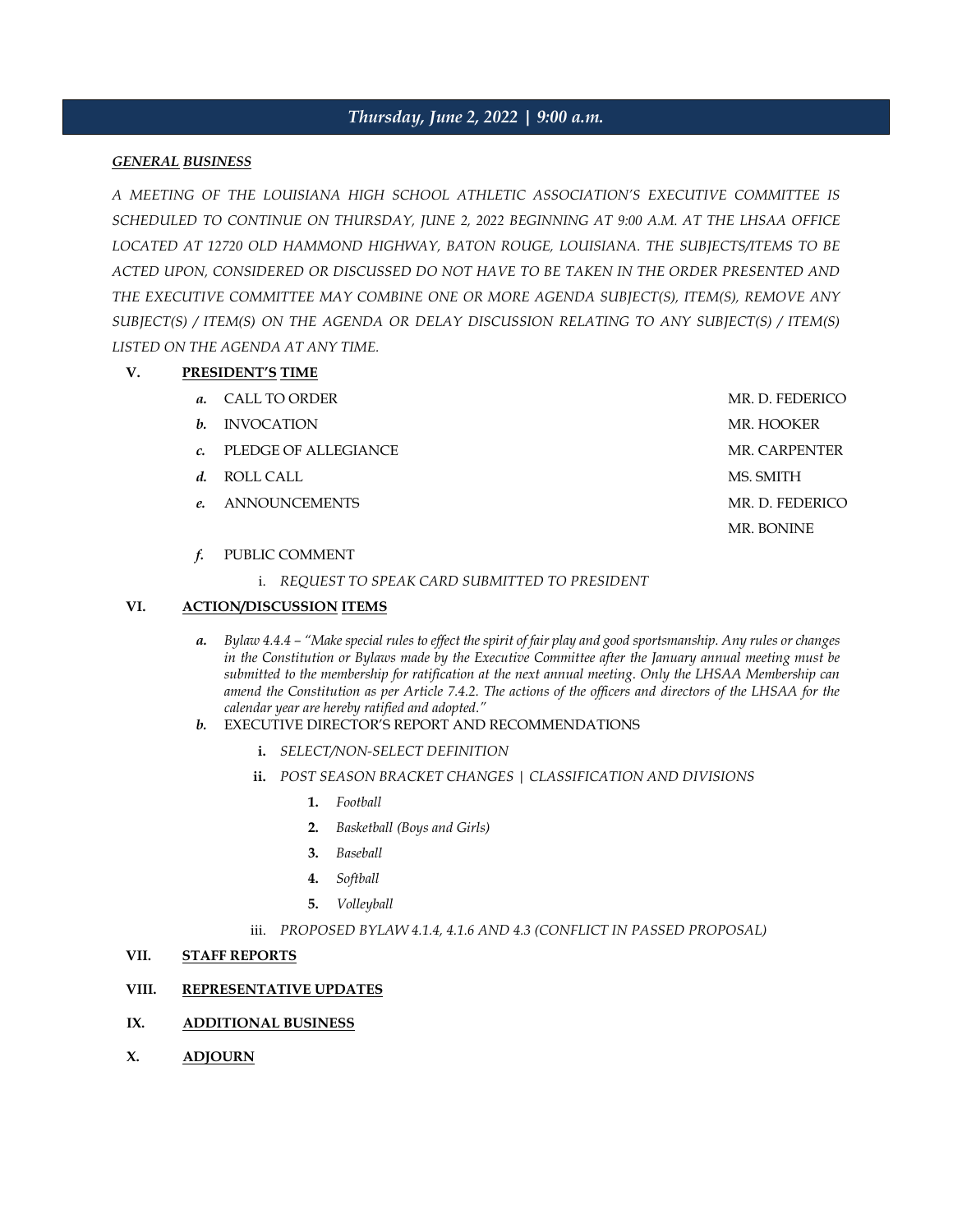## *Thursday, June 2, 2022 | 9:00 a.m.*

***GENERAL BUSINESS***

*A MEETING OF THE LOUISIANA HIGH SCHOOL ATHLETIC ASSOCIATION'S EXECUTIVE COMMITTEE IS SCHEDULED TO CONTINUE ON THURSDAY, JUNE 2, 2022 BEGINNING AT 9:00 A.M. AT THE LHSAA OFFICE LOCATED AT 12720 OLD HAMMOND HIGHWAY, BATON ROUGE, LOUISIANA. THE SUBJECTS/ITEMS TO BE ACTED UPON, CONSIDERED OR DISCUSSED DO NOT HAVE TO BE TAKEN IN THE ORDER PRESENTED AND THE EXECUTIVE COMMITTEE MAY COMBINE ONE OR MORE AGENDA SUBJECT(S), ITEM(S), REMOVE ANY SUBJECT(S) / ITEM(S) ON THE AGENDA OR DELAY DISCUSSION RELATING TO ANY SUBJECT(S) / ITEM(S) LISTED ON THE AGENDA AT ANY TIME.*

**V. PRESIDENT'S TIME**

- ***a.*** CALL TO ORDER — MR. D. FEDERICO
- ***b.*** INVOCATION — MR. HOOKER
- ***c.*** PLEDGE OF ALLEGIANCE — MR. CARPENTER
- ***d.*** ROLL CALL — MS. SMITH
- ***e.*** ANNOUNCEMENTS — MR. D. FEDERICO, MR. BONINE
- ***f.*** PUBLIC COMMENT
  - i. *REQUEST TO SPEAK CARD SUBMITTED TO PRESIDENT*

**VI. ACTION/DISCUSSION ITEMS**

- ***a.*** *Bylaw 4.4.4 – "Make special rules to effect the spirit of fair play and good sportsmanship. Any rules or changes in the Constitution or Bylaws made by the Executive Committee after the January annual meeting must be submitted to the membership for ratification at the next annual meeting. Only the LHSAA Membership can amend the Constitution as per Article 7.4.2. The actions of the officers and directors of the LHSAA for the calendar year are hereby ratified and adopted."*
- ***b.*** EXECUTIVE DIRECTOR'S REPORT AND RECOMMENDATIONS
  - **i.** *SELECT/NON-SELECT DEFINITION*
  - **ii.** *POST SEASON BRACKET CHANGES | CLASSIFICATION AND DIVISIONS*
    1. *Football*
    2. *Basketball (Boys and Girls)*
    3. *Baseball*
    4. *Softball*
    5. *Volleyball*
  - iii. *PROPOSED BYLAW 4.1.4, 4.1.6 AND 4.3 (CONFLICT IN PASSED PROPOSAL)*

**VII. STAFF REPORTS**

**VIII. REPRESENTATIVE UPDATES**

**IX. ADDITIONAL BUSINESS**

**X. ADJOURN**